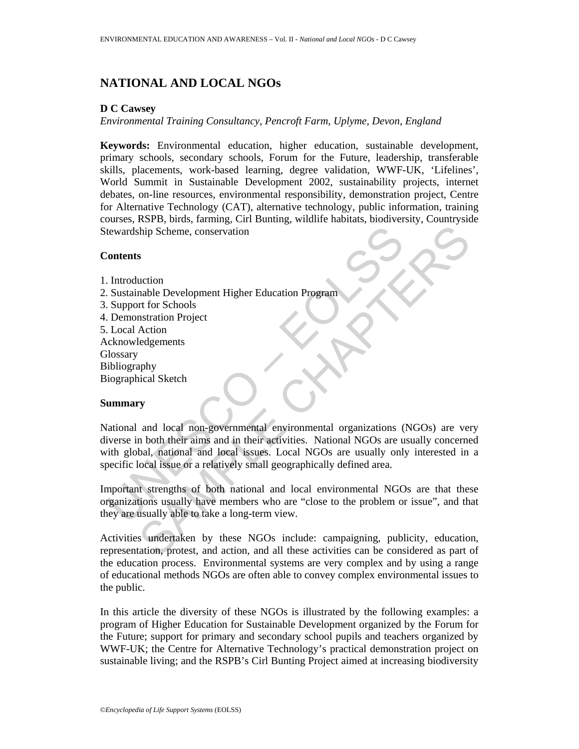# NATIONAL AND LOCAL NGOs

**D C Cawsey**

*Environmental Training Consultancy, Pencroft Farm, Uplyme, Devon, England*

**Keywords:** Environmental education, higher education, sustainable development, primary schools, secondary schools, Forum for the Future, leadership, transferable skills, placements, work-based learning, degree validation, WWF-UK, 'Lifelines', World Summit in Sustainable Development 2002, sustainability projects, internet debates, on-line resources, environmental responsibility, demonstration project, Centre for Alternative Technology (CAT), alternative technology, public information, training courses, RSPB, birds, farming, Cirl Bunting, wildlife habitats, biodiversity, Countryside Stewardship Scheme, conservation

## Contents

1. Introduction
2. Sustainable Development Higher Education Program
3. Support for Schools
4. Demonstration Project
5. Local Action

Acknowledgements
Glossary
Bibliography
Biographical Sketch

## Summary

National and local non-governmental environmental organizations (NGOs) are very diverse in both their aims and in their activities. National NGOs are usually concerned with global, national and local issues. Local NGOs are usually only interested in a specific local issue or a relatively small geographically defined area.

Important strengths of both national and local environmental NGOs are that these organizations usually have members who are "close to the problem or issue", and that they are usually able to take a long-term view.

Activities undertaken by these NGOs include: campaigning, publicity, education, representation, protest, and action, and all these activities can be considered as part of the education process. Environmental systems are very complex and by using a range of educational methods NGOs are often able to convey complex environmental issues to the public.

In this article the diversity of these NGOs is illustrated by the following examples: a program of Higher Education for Sustainable Development organized by the Forum for the Future; support for primary and secondary school pupils and teachers organized by WWF-UK; the Centre for Alternative Technology's practical demonstration project on sustainable living; and the RSPB's Cirl Bunting Project aimed at increasing biodiversity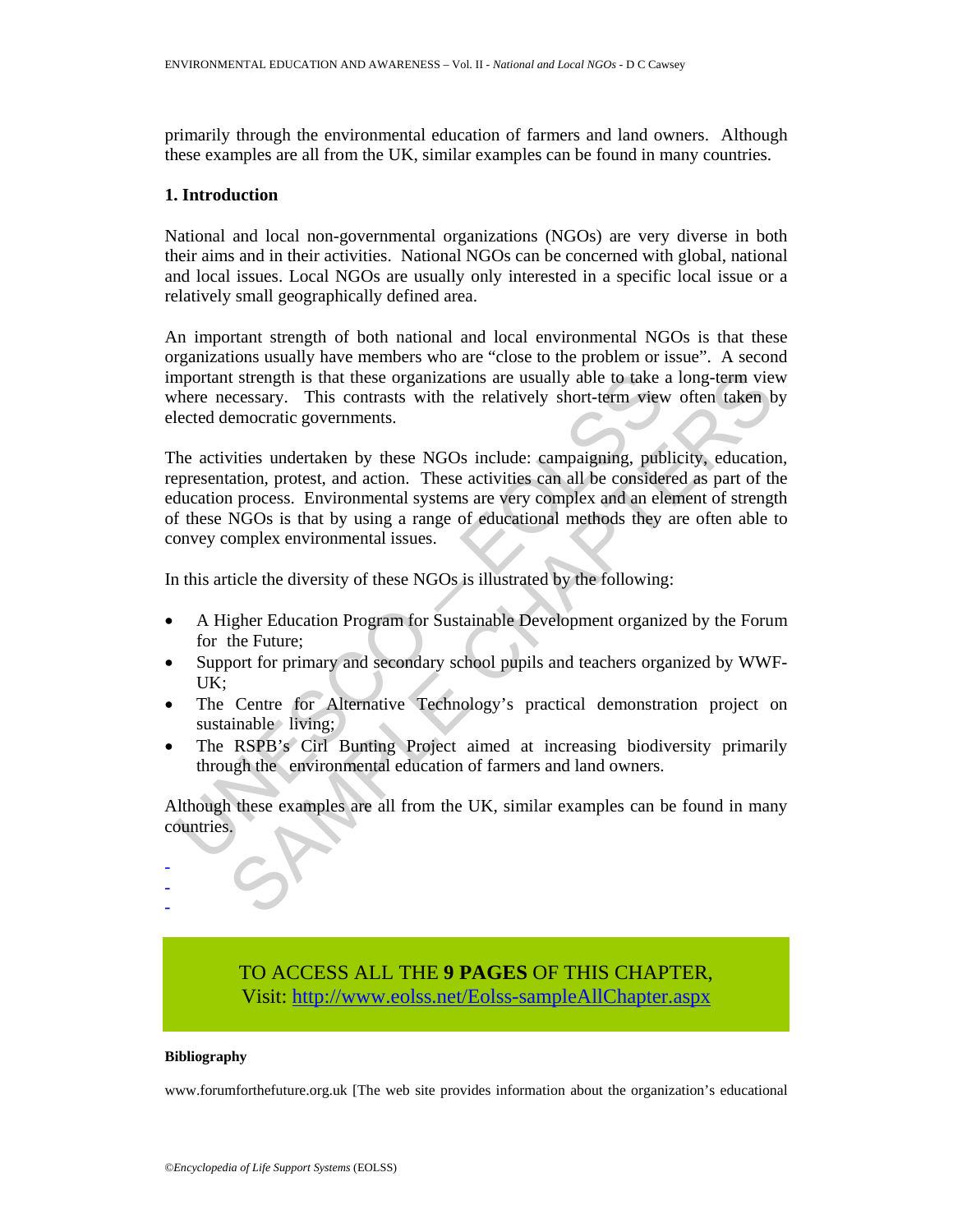primarily through the environmental education of farmers and land owners. Although these examples are all from the UK, similar examples can be found in many countries.

## 1. Introduction

National and local non-governmental organizations (NGOs) are very diverse in both their aims and in their activities. National NGOs can be concerned with global, national and local issues. Local NGOs are usually only interested in a specific local issue or a relatively small geographically defined area.

An important strength of both national and local environmental NGOs is that these organizations usually have members who are "close to the problem or issue". A second important strength is that these organizations are usually able to take a long-term view where necessary. This contrasts with the relatively short-term view often taken by elected democratic governments.

The activities undertaken by these NGOs include: campaigning, publicity, education, representation, protest, and action. These activities can all be considered as part of the education process. Environmental systems are very complex and an element of strength of these NGOs is that by using a range of educational methods they are often able to convey complex environmental issues.

In this article the diversity of these NGOs is illustrated by the following:

- A Higher Education Program for Sustainable Development organized by the Forum for the Future;
- Support for primary and secondary school pupils and teachers organized by WWF-UK;
- The Centre for Alternative Technology's practical demonstration project on sustainable living;
- The RSPB's Cirl Bunting Project aimed at increasing biodiversity primarily through the environmental education of farmers and land owners.

Although these examples are all from the UK, similar examples can be found in many countries.

-
-
-

TO ACCESS ALL THE **9 PAGES** OF THIS CHAPTER,
Visit: http://www.eolss.net/Eolss-sampleAllChapter.aspx

**Bibliography**

www.forumforthefuture.org.uk [The web site provides information about the organization's educational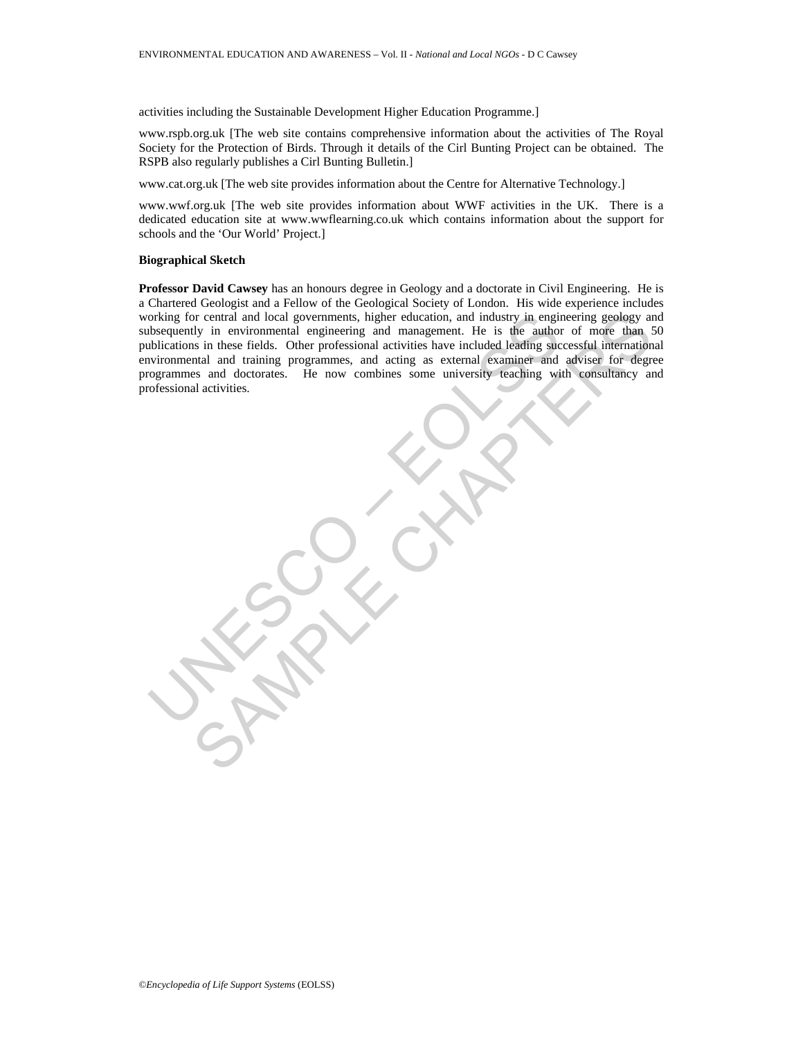activities including the Sustainable Development Higher Education Programme.]

www.rspb.org.uk [The web site contains comprehensive information about the activities of The Royal Society for the Protection of Birds. Through it details of the Cirl Bunting Project can be obtained. The RSPB also regularly publishes a Cirl Bunting Bulletin.]

www.cat.org.uk [The web site provides information about the Centre for Alternative Technology.]

www.wwf.org.uk [The web site provides information about WWF activities in the UK. There is a dedicated education site at www.wwflearning.co.uk which contains information about the support for schools and the 'Our World' Project.]

**Biographical Sketch**

**Professor David Cawsey** has an honours degree in Geology and a doctorate in Civil Engineering. He is a Chartered Geologist and a Fellow of the Geological Society of London. His wide experience includes working for central and local governments, higher education, and industry in engineering geology and subsequently in environmental engineering and management. He is the author of more than 50 publications in these fields. Other professional activities have included leading successful international environmental and training programmes, and acting as external examiner and adviser for degree programmes and doctorates. He now combines some university teaching with consultancy and professional activities.